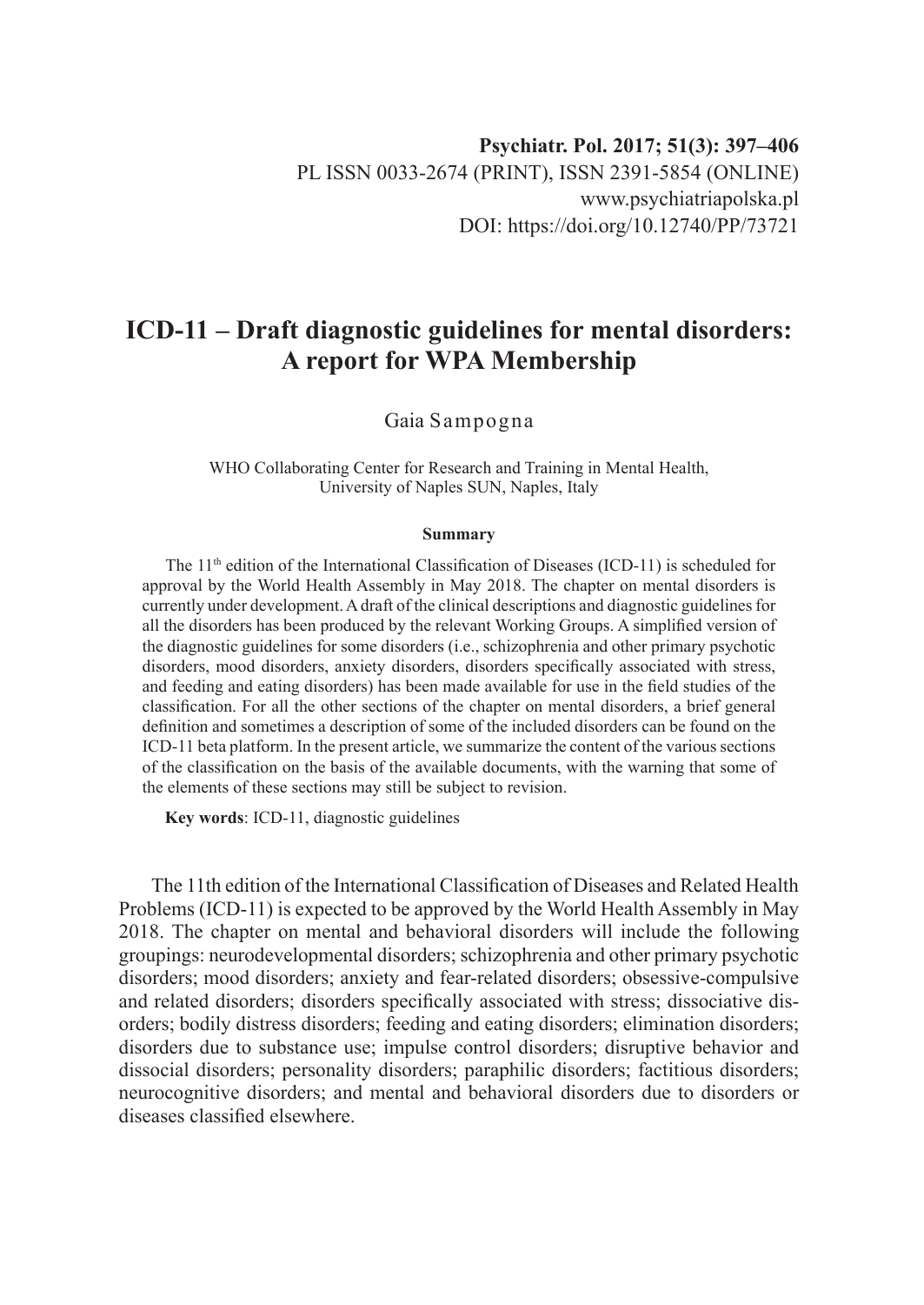Psychiatr. Pol. 2017; 51(3): 397–406
PL ISSN 0033-2674 (PRINT), ISSN 2391-5854 (ONLINE)
www.psychiatriapolska.pl
DOI: https://doi.org/10.12740/PP/73721

# ICD-11 – Draft diagnostic guidelines for mental disorders: A report for WPA Membership

Gaia Sampogna

WHO Collaborating Center for Research and Training in Mental Health, University of Naples SUN, Naples, Italy

**Summary**

The 11th edition of the International Classification of Diseases (ICD-11) is scheduled for approval by the World Health Assembly in May 2018. The chapter on mental disorders is currently under development. A draft of the clinical descriptions and diagnostic guidelines for all the disorders has been produced by the relevant Working Groups. A simplified version of the diagnostic guidelines for some disorders (i.e., schizophrenia and other primary psychotic disorders, mood disorders, anxiety disorders, disorders specifically associated with stress, and feeding and eating disorders) has been made available for use in the field studies of the classification. For all the other sections of the chapter on mental disorders, a brief general definition and sometimes a description of some of the included disorders can be found on the ICD-11 beta platform. In the present article, we summarize the content of the various sections of the classification on the basis of the available documents, with the warning that some of the elements of these sections may still be subject to revision.

**Key words**: ICD-11, diagnostic guidelines

The 11th edition of the International Classification of Diseases and Related Health Problems (ICD-11) is expected to be approved by the World Health Assembly in May 2018. The chapter on mental and behavioral disorders will include the following groupings: neurodevelopmental disorders; schizophrenia and other primary psychotic disorders; mood disorders; anxiety and fear-related disorders; obsessive-compulsive and related disorders; disorders specifically associated with stress; dissociative disorders; bodily distress disorders; feeding and eating disorders; elimination disorders; disorders due to substance use; impulse control disorders; disruptive behavior and dissocial disorders; personality disorders; paraphilic disorders; factitious disorders; neurocognitive disorders; and mental and behavioral disorders due to disorders or diseases classified elsewhere.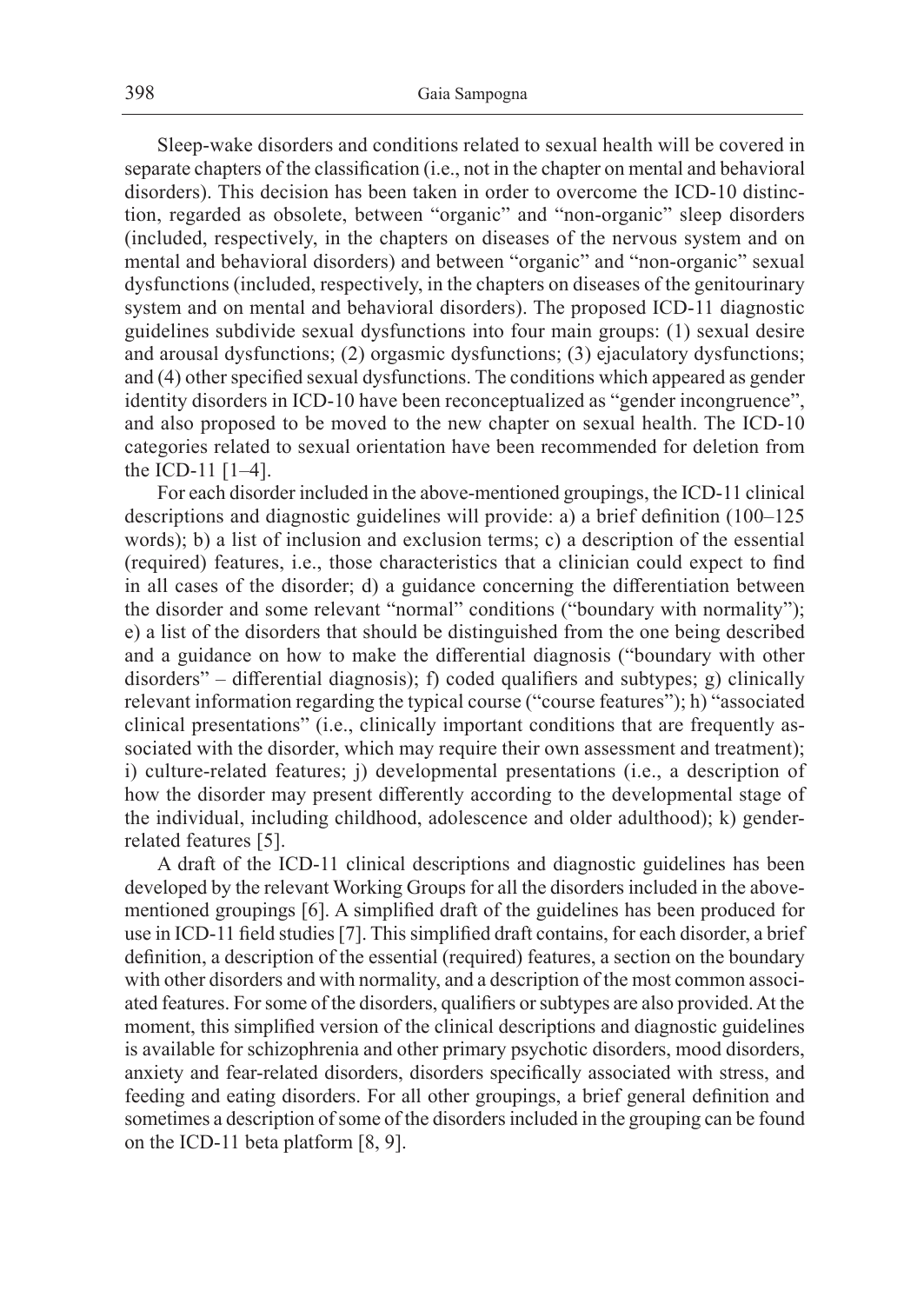Sleep-wake disorders and conditions related to sexual health will be covered in separate chapters of the classification (i.e., not in the chapter on mental and behavioral disorders). This decision has been taken in order to overcome the ICD-10 distinction, regarded as obsolete, between "organic" and "non-organic" sleep disorders (included, respectively, in the chapters on diseases of the nervous system and on mental and behavioral disorders) and between "organic" and "non-organic" sexual dysfunctions (included, respectively, in the chapters on diseases of the genitourinary system and on mental and behavioral disorders). The proposed ICD-11 diagnostic guidelines subdivide sexual dysfunctions into four main groups: (1) sexual desire and arousal dysfunctions; (2) orgasmic dysfunctions; (3) ejaculatory dysfunctions; and (4) other specified sexual dysfunctions. The conditions which appeared as gender identity disorders in ICD-10 have been reconceptualized as "gender incongruence", and also proposed to be moved to the new chapter on sexual health. The ICD-10 categories related to sexual orientation have been recommended for deletion from the ICD-11 [1–4].

For each disorder included in the above-mentioned groupings, the ICD-11 clinical descriptions and diagnostic guidelines will provide: a) a brief definition (100–125 words); b) a list of inclusion and exclusion terms; c) a description of the essential (required) features, i.e., those characteristics that a clinician could expect to find in all cases of the disorder; d) a guidance concerning the differentiation between the disorder and some relevant "normal" conditions ("boundary with normality"); e) a list of the disorders that should be distinguished from the one being described and a guidance on how to make the differential diagnosis ("boundary with other disorders" – differential diagnosis); f) coded qualifiers and subtypes; g) clinically relevant information regarding the typical course ("course features"); h) "associated clinical presentations" (i.e., clinically important conditions that are frequently associated with the disorder, which may require their own assessment and treatment); i) culture-related features; j) developmental presentations (i.e., a description of how the disorder may present differently according to the developmental stage of the individual, including childhood, adolescence and older adulthood); k) gender-related features [5].

A draft of the ICD-11 clinical descriptions and diagnostic guidelines has been developed by the relevant Working Groups for all the disorders included in the above-mentioned groupings [6]. A simplified draft of the guidelines has been produced for use in ICD-11 field studies [7]. This simplified draft contains, for each disorder, a brief definition, a description of the essential (required) features, a section on the boundary with other disorders and with normality, and a description of the most common associated features. For some of the disorders, qualifiers or subtypes are also provided. At the moment, this simplified version of the clinical descriptions and diagnostic guidelines is available for schizophrenia and other primary psychotic disorders, mood disorders, anxiety and fear-related disorders, disorders specifically associated with stress, and feeding and eating disorders. For all other groupings, a brief general definition and sometimes a description of some of the disorders included in the grouping can be found on the ICD-11 beta platform [8, 9].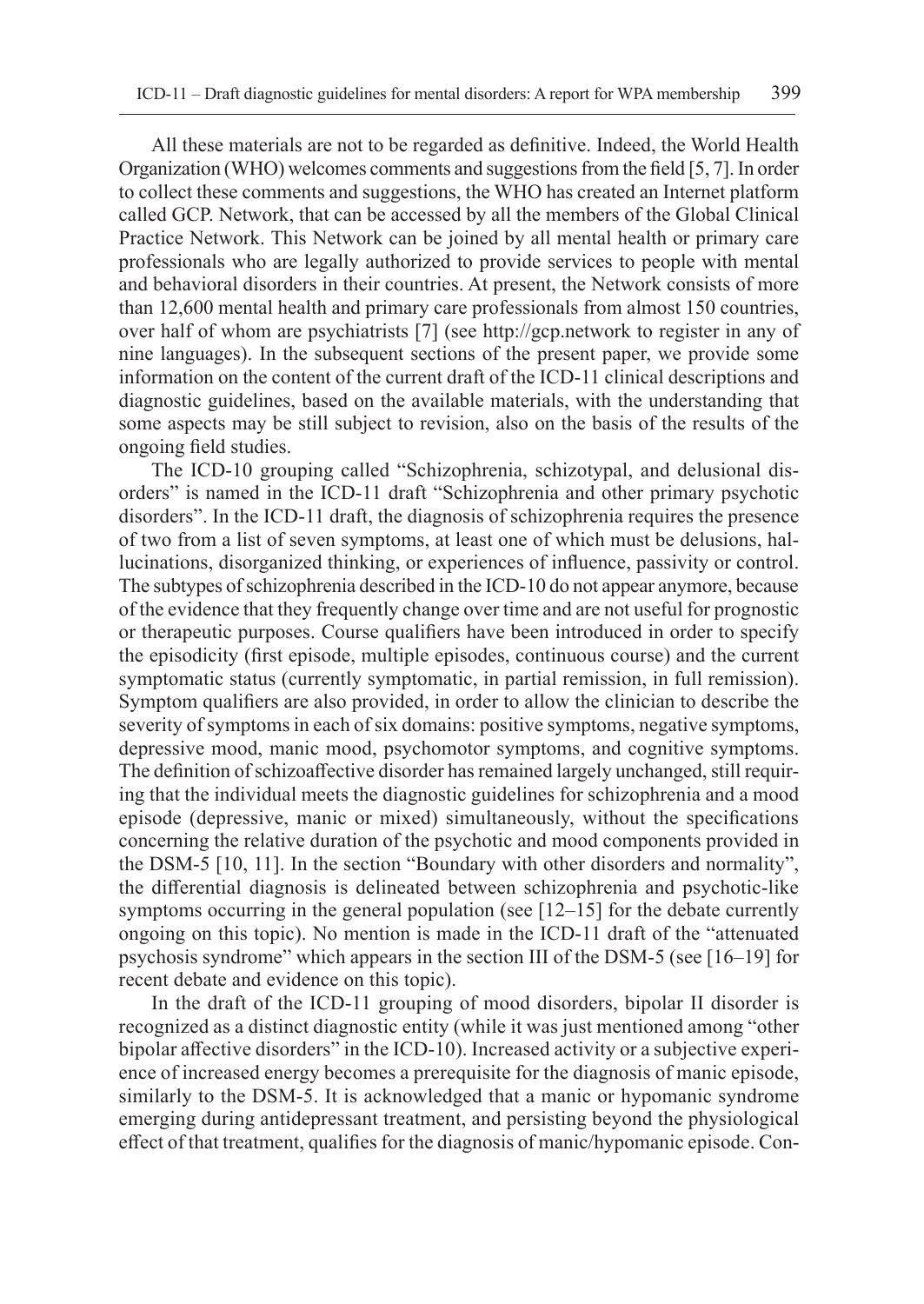All these materials are not to be regarded as definitive. Indeed, the World Health Organization (WHO) welcomes comments and suggestions from the field [5, 7]. In order to collect these comments and suggestions, the WHO has created an Internet platform called GCP. Network, that can be accessed by all the members of the Global Clinical Practice Network. This Network can be joined by all mental health or primary care professionals who are legally authorized to provide services to people with mental and behavioral disorders in their countries. At present, the Network consists of more than 12,600 mental health and primary care professionals from almost 150 countries, over half of whom are psychiatrists [7] (see http://gcp.network to register in any of nine languages). In the subsequent sections of the present paper, we provide some information on the content of the current draft of the ICD-11 clinical descriptions and diagnostic guidelines, based on the available materials, with the understanding that some aspects may be still subject to revision, also on the basis of the results of the ongoing field studies.

The ICD-10 grouping called "Schizophrenia, schizotypal, and delusional disorders" is named in the ICD-11 draft "Schizophrenia and other primary psychotic disorders". In the ICD-11 draft, the diagnosis of schizophrenia requires the presence of two from a list of seven symptoms, at least one of which must be delusions, hallucinations, disorganized thinking, or experiences of influence, passivity or control. The subtypes of schizophrenia described in the ICD-10 do not appear anymore, because of the evidence that they frequently change over time and are not useful for prognostic or therapeutic purposes. Course qualifiers have been introduced in order to specify the episodicity (first episode, multiple episodes, continuous course) and the current symptomatic status (currently symptomatic, in partial remission, in full remission). Symptom qualifiers are also provided, in order to allow the clinician to describe the severity of symptoms in each of six domains: positive symptoms, negative symptoms, depressive mood, manic mood, psychomotor symptoms, and cognitive symptoms. The definition of schizoaffective disorder has remained largely unchanged, still requiring that the individual meets the diagnostic guidelines for schizophrenia and a mood episode (depressive, manic or mixed) simultaneously, without the specifications concerning the relative duration of the psychotic and mood components provided in the DSM-5 [10, 11]. In the section "Boundary with other disorders and normality", the differential diagnosis is delineated between schizophrenia and psychotic-like symptoms occurring in the general population (see [12–15] for the debate currently ongoing on this topic). No mention is made in the ICD-11 draft of the "attenuated psychosis syndrome" which appears in the section III of the DSM-5 (see [16–19] for recent debate and evidence on this topic).

In the draft of the ICD-11 grouping of mood disorders, bipolar II disorder is recognized as a distinct diagnostic entity (while it was just mentioned among "other bipolar affective disorders" in the ICD-10). Increased activity or a subjective experience of increased energy becomes a prerequisite for the diagnosis of manic episode, similarly to the DSM-5. It is acknowledged that a manic or hypomanic syndrome emerging during antidepressant treatment, and persisting beyond the physiological effect of that treatment, qualifies for the diagnosis of manic/hypomanic episode. Con-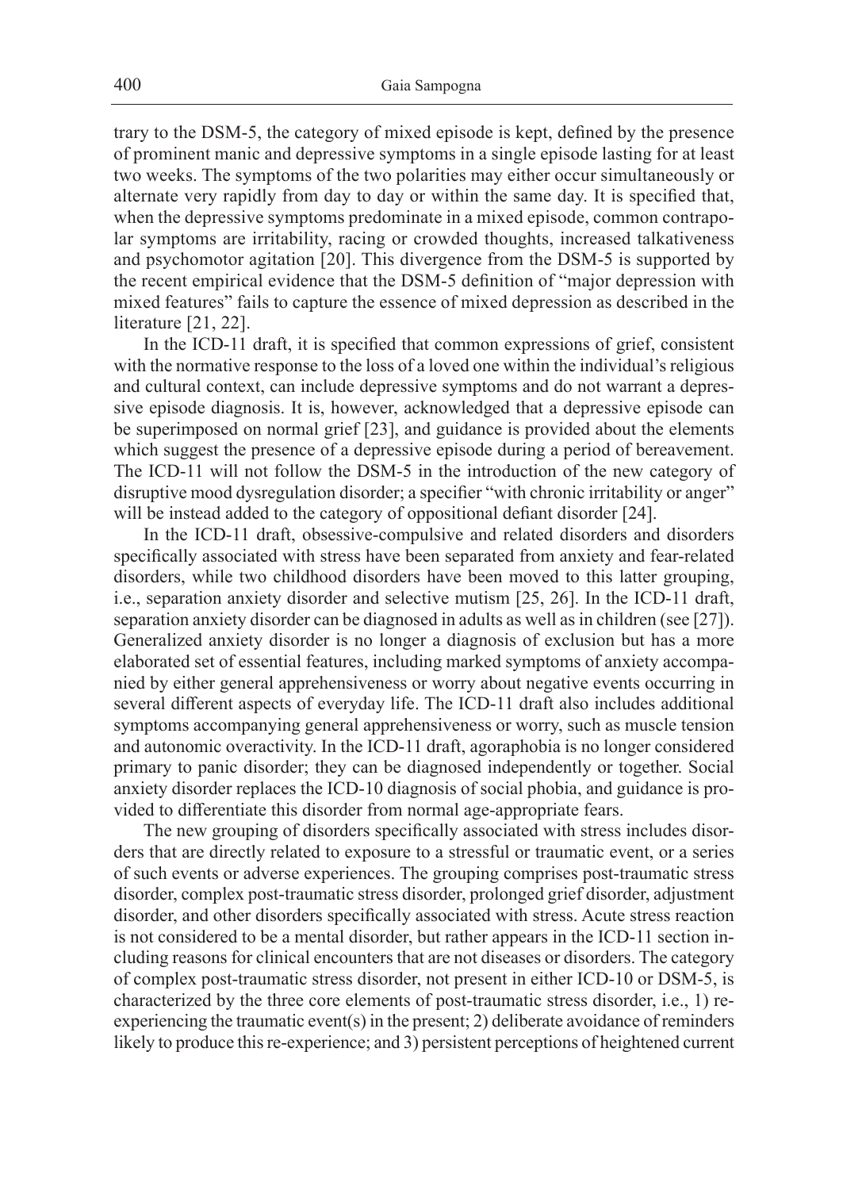trary to the DSM-5, the category of mixed episode is kept, defined by the presence of prominent manic and depressive symptoms in a single episode lasting for at least two weeks. The symptoms of the two polarities may either occur simultaneously or alternate very rapidly from day to day or within the same day. It is specified that, when the depressive symptoms predominate in a mixed episode, common contrapolar symptoms are irritability, racing or crowded thoughts, increased talkativeness and psychomotor agitation [20]. This divergence from the DSM-5 is supported by the recent empirical evidence that the DSM-5 definition of "major depression with mixed features" fails to capture the essence of mixed depression as described in the literature [21, 22].

In the ICD-11 draft, it is specified that common expressions of grief, consistent with the normative response to the loss of a loved one within the individual's religious and cultural context, can include depressive symptoms and do not warrant a depressive episode diagnosis. It is, however, acknowledged that a depressive episode can be superimposed on normal grief [23], and guidance is provided about the elements which suggest the presence of a depressive episode during a period of bereavement. The ICD-11 will not follow the DSM-5 in the introduction of the new category of disruptive mood dysregulation disorder; a specifier "with chronic irritability or anger" will be instead added to the category of oppositional defiant disorder [24].

In the ICD-11 draft, obsessive-compulsive and related disorders and disorders specifically associated with stress have been separated from anxiety and fear-related disorders, while two childhood disorders have been moved to this latter grouping, i.e., separation anxiety disorder and selective mutism [25, 26]. In the ICD-11 draft, separation anxiety disorder can be diagnosed in adults as well as in children (see [27]). Generalized anxiety disorder is no longer a diagnosis of exclusion but has a more elaborated set of essential features, including marked symptoms of anxiety accompanied by either general apprehensiveness or worry about negative events occurring in several different aspects of everyday life. The ICD-11 draft also includes additional symptoms accompanying general apprehensiveness or worry, such as muscle tension and autonomic overactivity. In the ICD-11 draft, agoraphobia is no longer considered primary to panic disorder; they can be diagnosed independently or together. Social anxiety disorder replaces the ICD-10 diagnosis of social phobia, and guidance is provided to differentiate this disorder from normal age-appropriate fears.

The new grouping of disorders specifically associated with stress includes disorders that are directly related to exposure to a stressful or traumatic event, or a series of such events or adverse experiences. The grouping comprises post-traumatic stress disorder, complex post-traumatic stress disorder, prolonged grief disorder, adjustment disorder, and other disorders specifically associated with stress. Acute stress reaction is not considered to be a mental disorder, but rather appears in the ICD-11 section including reasons for clinical encounters that are not diseases or disorders. The category of complex post-traumatic stress disorder, not present in either ICD-10 or DSM-5, is characterized by the three core elements of post-traumatic stress disorder, i.e., 1) re-experiencing the traumatic event(s) in the present; 2) deliberate avoidance of reminders likely to produce this re-experience; and 3) persistent perceptions of heightened current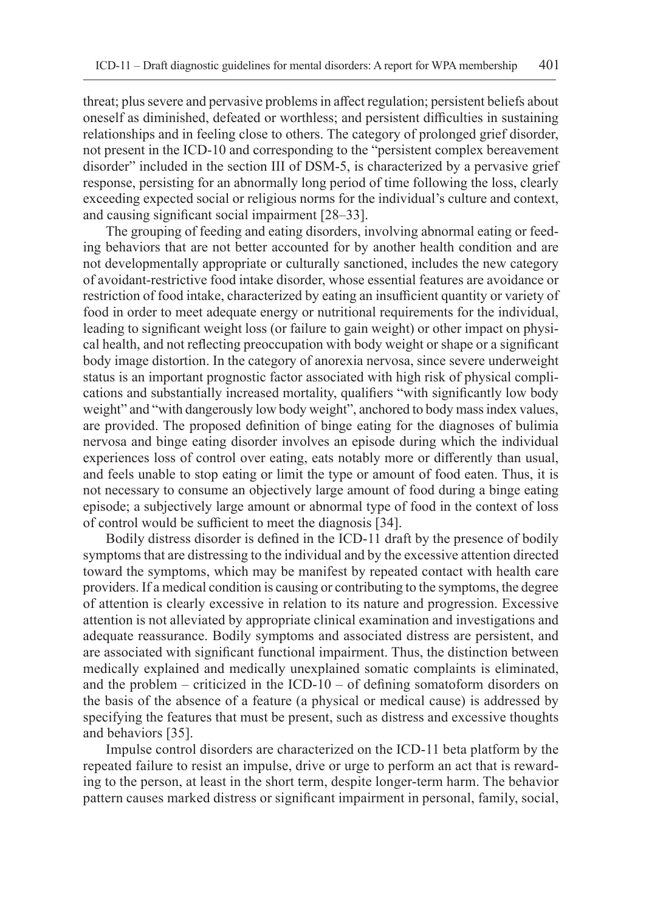threat; plus severe and pervasive problems in affect regulation; persistent beliefs about oneself as diminished, defeated or worthless; and persistent difficulties in sustaining relationships and in feeling close to others. The category of prolonged grief disorder, not present in the ICD-10 and corresponding to the "persistent complex bereavement disorder" included in the section III of DSM-5, is characterized by a pervasive grief response, persisting for an abnormally long period of time following the loss, clearly exceeding expected social or religious norms for the individual's culture and context, and causing significant social impairment [28–33].

The grouping of feeding and eating disorders, involving abnormal eating or feeding behaviors that are not better accounted for by another health condition and are not developmentally appropriate or culturally sanctioned, includes the new category of avoidant-restrictive food intake disorder, whose essential features are avoidance or restriction of food intake, characterized by eating an insufficient quantity or variety of food in order to meet adequate energy or nutritional requirements for the individual, leading to significant weight loss (or failure to gain weight) or other impact on physical health, and not reflecting preoccupation with body weight or shape or a significant body image distortion. In the category of anorexia nervosa, since severe underweight status is an important prognostic factor associated with high risk of physical complications and substantially increased mortality, qualifiers "with significantly low body weight" and "with dangerously low body weight", anchored to body mass index values, are provided. The proposed definition of binge eating for the diagnoses of bulimia nervosa and binge eating disorder involves an episode during which the individual experiences loss of control over eating, eats notably more or differently than usual, and feels unable to stop eating or limit the type or amount of food eaten. Thus, it is not necessary to consume an objectively large amount of food during a binge eating episode; a subjectively large amount or abnormal type of food in the context of loss of control would be sufficient to meet the diagnosis [34].

Bodily distress disorder is defined in the ICD-11 draft by the presence of bodily symptoms that are distressing to the individual and by the excessive attention directed toward the symptoms, which may be manifest by repeated contact with health care providers. If a medical condition is causing or contributing to the symptoms, the degree of attention is clearly excessive in relation to its nature and progression. Excessive attention is not alleviated by appropriate clinical examination and investigations and adequate reassurance. Bodily symptoms and associated distress are persistent, and are associated with significant functional impairment. Thus, the distinction between medically explained and medically unexplained somatic complaints is eliminated, and the problem – criticized in the ICD-10 – of defining somatoform disorders on the basis of the absence of a feature (a physical or medical cause) is addressed by specifying the features that must be present, such as distress and excessive thoughts and behaviors [35].

Impulse control disorders are characterized on the ICD-11 beta platform by the repeated failure to resist an impulse, drive or urge to perform an act that is rewarding to the person, at least in the short term, despite longer-term harm. The behavior pattern causes marked distress or significant impairment in personal, family, social,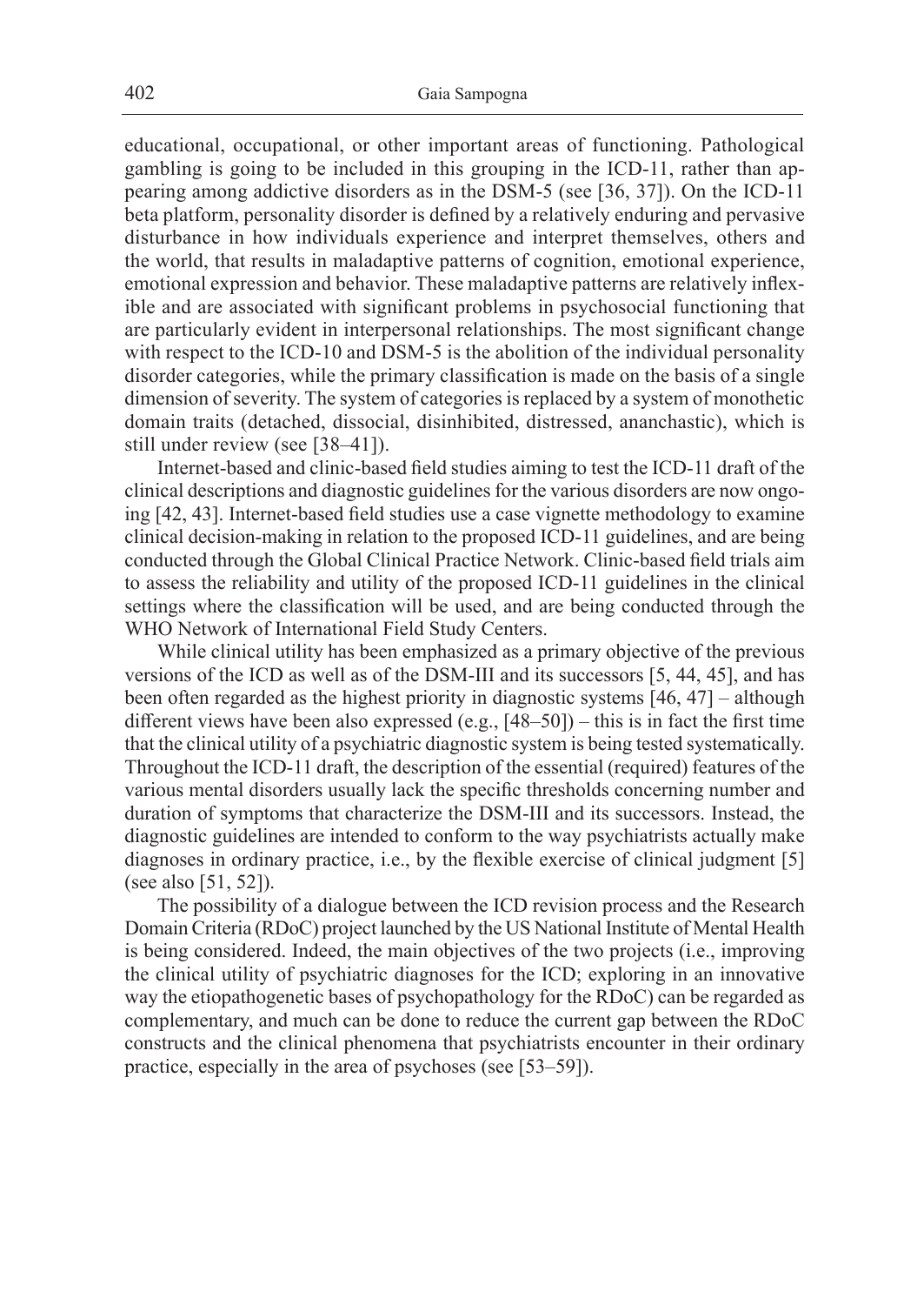educational, occupational, or other important areas of functioning. Pathological gambling is going to be included in this grouping in the ICD-11, rather than appearing among addictive disorders as in the DSM-5 (see [36, 37]). On the ICD-11 beta platform, personality disorder is defined by a relatively enduring and pervasive disturbance in how individuals experience and interpret themselves, others and the world, that results in maladaptive patterns of cognition, emotional experience, emotional expression and behavior. These maladaptive patterns are relatively inflexible and are associated with significant problems in psychosocial functioning that are particularly evident in interpersonal relationships. The most significant change with respect to the ICD-10 and DSM-5 is the abolition of the individual personality disorder categories, while the primary classification is made on the basis of a single dimension of severity. The system of categories is replaced by a system of monothetic domain traits (detached, dissocial, disinhibited, distressed, ananchastic), which is still under review (see [38–41]).

Internet-based and clinic-based field studies aiming to test the ICD-11 draft of the clinical descriptions and diagnostic guidelines for the various disorders are now ongoing [42, 43]. Internet-based field studies use a case vignette methodology to examine clinical decision-making in relation to the proposed ICD-11 guidelines, and are being conducted through the Global Clinical Practice Network. Clinic-based field trials aim to assess the reliability and utility of the proposed ICD-11 guidelines in the clinical settings where the classification will be used, and are being conducted through the WHO Network of International Field Study Centers.

While clinical utility has been emphasized as a primary objective of the previous versions of the ICD as well as of the DSM-III and its successors [5, 44, 45], and has been often regarded as the highest priority in diagnostic systems [46, 47] – although different views have been also expressed (e.g., [48–50]) – this is in fact the first time that the clinical utility of a psychiatric diagnostic system is being tested systematically. Throughout the ICD-11 draft, the description of the essential (required) features of the various mental disorders usually lack the specific thresholds concerning number and duration of symptoms that characterize the DSM-III and its successors. Instead, the diagnostic guidelines are intended to conform to the way psychiatrists actually make diagnoses in ordinary practice, i.e., by the flexible exercise of clinical judgment [5] (see also [51, 52]).

The possibility of a dialogue between the ICD revision process and the Research Domain Criteria (RDoC) project launched by the US National Institute of Mental Health is being considered. Indeed, the main objectives of the two projects (i.e., improving the clinical utility of psychiatric diagnoses for the ICD; exploring in an innovative way the etiopathogenetic bases of psychopathology for the RDoC) can be regarded as complementary, and much can be done to reduce the current gap between the RDoC constructs and the clinical phenomena that psychiatrists encounter in their ordinary practice, especially in the area of psychoses (see [53–59]).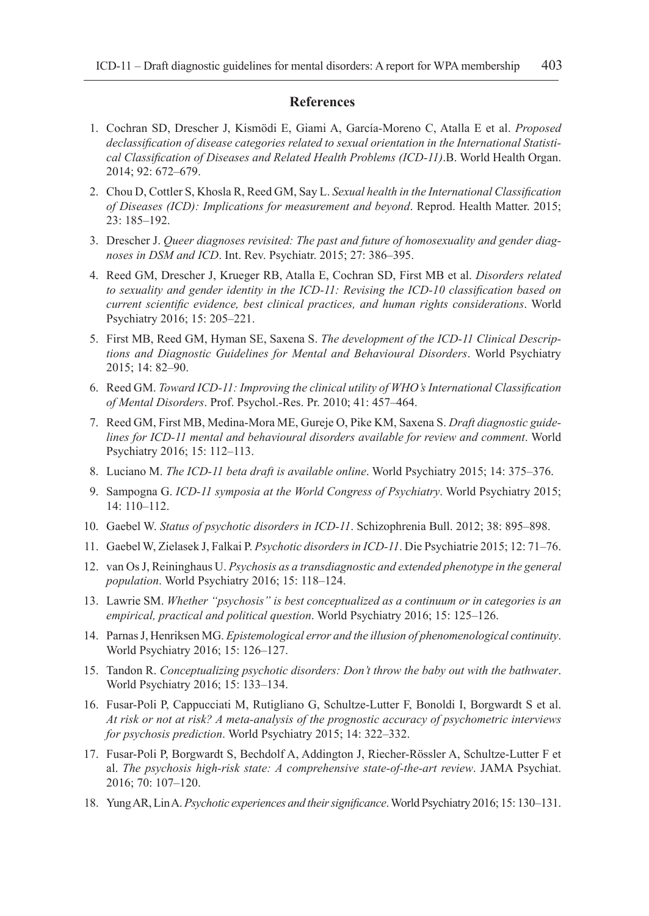## References

1. Cochran SD, Drescher J, Kismödi E, Giami A, García-Moreno C, Atalla E et al. *Proposed declassification of disease categories related to sexual orientation in the International Statistical Classification of Diseases and Related Health Problems (ICD-11)*.B. World Health Organ. 2014; 92: 672–679.
2. Chou D, Cottler S, Khosla R, Reed GM, Say L. *Sexual health in the International Classification of Diseases (ICD): Implications for measurement and beyond*. Reprod. Health Matter. 2015; 23: 185–192.
3. Drescher J. *Queer diagnoses revisited: The past and future of homosexuality and gender diagnoses in DSM and ICD*. Int. Rev. Psychiatr. 2015; 27: 386–395.
4. Reed GM, Drescher J, Krueger RB, Atalla E, Cochran SD, First MB et al. *Disorders related to sexuality and gender identity in the ICD-11: Revising the ICD-10 classification based on current scientific evidence, best clinical practices, and human rights considerations*. World Psychiatry 2016; 15: 205–221.
5. First MB, Reed GM, Hyman SE, Saxena S. *The development of the ICD-11 Clinical Descriptions and Diagnostic Guidelines for Mental and Behavioural Disorders*. World Psychiatry 2015; 14: 82–90.
6. Reed GM. *Toward ICD-11: Improving the clinical utility of WHO's International Classification of Mental Disorders*. Prof. Psychol.-Res. Pr. 2010; 41: 457–464.
7. Reed GM, First MB, Medina-Mora ME, Gureje O, Pike KM, Saxena S. *Draft diagnostic guidelines for ICD-11 mental and behavioural disorders available for review and comment*. World Psychiatry 2016; 15: 112–113.
8. Luciano M. *The ICD-11 beta draft is available online*. World Psychiatry 2015; 14: 375–376.
9. Sampogna G. *ICD-11 symposia at the World Congress of Psychiatry*. World Psychiatry 2015; 14: 110–112.
10. Gaebel W. *Status of psychotic disorders in ICD-11*. Schizophrenia Bull. 2012; 38: 895–898.
11. Gaebel W, Zielasek J, Falkai P. *Psychotic disorders in ICD-11*. Die Psychiatrie 2015; 12: 71–76.
12. van Os J, Reininghaus U. *Psychosis as a transdiagnostic and extended phenotype in the general population*. World Psychiatry 2016; 15: 118–124.
13. Lawrie SM. *Whether "psychosis" is best conceptualized as a continuum or in categories is an empirical, practical and political question*. World Psychiatry 2016; 15: 125–126.
14. Parnas J, Henriksen MG. *Epistemological error and the illusion of phenomenological continuity*. World Psychiatry 2016; 15: 126–127.
15. Tandon R. *Conceptualizing psychotic disorders: Don't throw the baby out with the bathwater*. World Psychiatry 2016; 15: 133–134.
16. Fusar-Poli P, Cappucciati M, Rutigliano G, Schultze-Lutter F, Bonoldi I, Borgwardt S et al. *At risk or not at risk? A meta-analysis of the prognostic accuracy of psychometric interviews for psychosis prediction*. World Psychiatry 2015; 14: 322–332.
17. Fusar-Poli P, Borgwardt S, Bechdolf A, Addington J, Riecher-Rössler A, Schultze-Lutter F et al. *The psychosis high-risk state: A comprehensive state-of-the-art review*. JAMA Psychiat. 2016; 70: 107–120.
18. Yung AR, Lin A. *Psychotic experiences and their significance*. World Psychiatry 2016; 15: 130–131.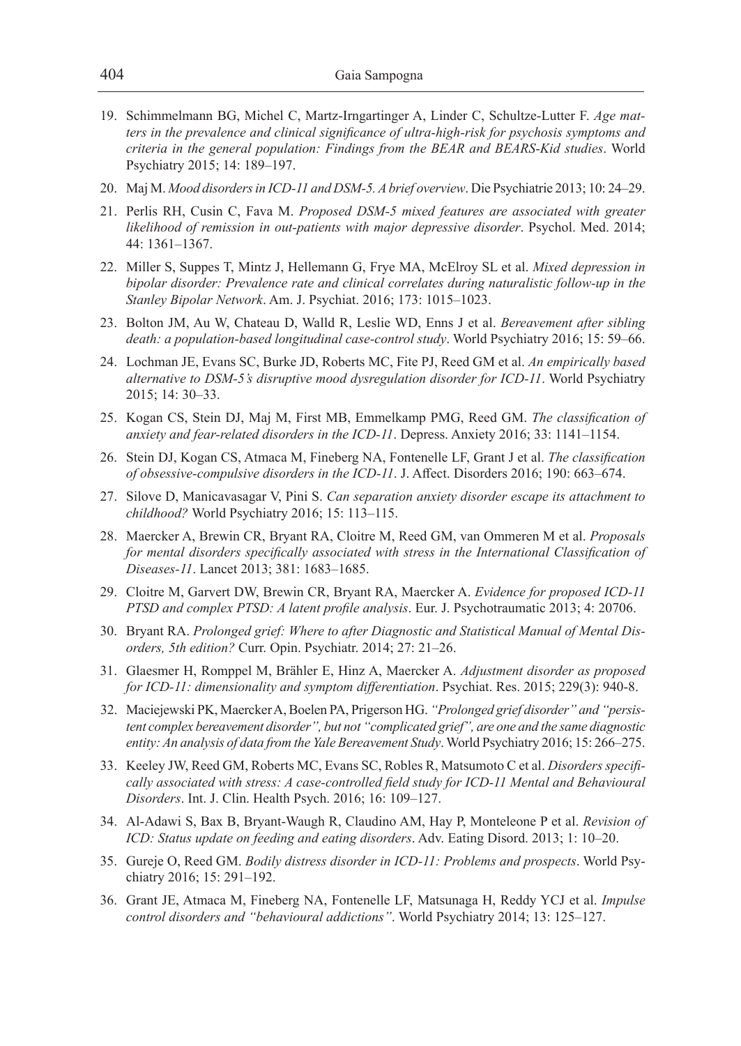19. Schimmelmann BG, Michel C, Martz-Irngartinger A, Linder C, Schultze-Lutter F. *Age matters in the prevalence and clinical significance of ultra-high-risk for psychosis symptoms and criteria in the general population: Findings from the BEAR and BEARS-Kid studies*. World Psychiatry 2015; 14: 189–197.
20. Maj M. *Mood disorders in ICD-11 and DSM-5. A brief overview*. Die Psychiatrie 2013; 10: 24–29.
21. Perlis RH, Cusin C, Fava M. *Proposed DSM-5 mixed features are associated with greater likelihood of remission in out-patients with major depressive disorder*. Psychol. Med. 2014; 44: 1361–1367.
22. Miller S, Suppes T, Mintz J, Hellemann G, Frye MA, McElroy SL et al. *Mixed depression in bipolar disorder: Prevalence rate and clinical correlates during naturalistic follow-up in the Stanley Bipolar Network*. Am. J. Psychiat. 2016; 173: 1015–1023.
23. Bolton JM, Au W, Chateau D, Walld R, Leslie WD, Enns J et al. *Bereavement after sibling death: a population-based longitudinal case-control study*. World Psychiatry 2016; 15: 59–66.
24. Lochman JE, Evans SC, Burke JD, Roberts MC, Fite PJ, Reed GM et al. *An empirically based alternative to DSM-5's disruptive mood dysregulation disorder for ICD-11*. World Psychiatry 2015; 14: 30–33.
25. Kogan CS, Stein DJ, Maj M, First MB, Emmelkamp PMG, Reed GM. *The classification of anxiety and fear-related disorders in the ICD-11*. Depress. Anxiety 2016; 33: 1141–1154.
26. Stein DJ, Kogan CS, Atmaca M, Fineberg NA, Fontenelle LF, Grant J et al. *The classification of obsessive-compulsive disorders in the ICD-11*. J. Affect. Disorders 2016; 190: 663–674.
27. Silove D, Manicavasagar V, Pini S. *Can separation anxiety disorder escape its attachment to childhood?* World Psychiatry 2016; 15: 113–115.
28. Maercker A, Brewin CR, Bryant RA, Cloitre M, Reed GM, van Ommeren M et al. *Proposals for mental disorders specifically associated with stress in the International Classification of Diseases-11*. Lancet 2013; 381: 1683–1685.
29. Cloitre M, Garvert DW, Brewin CR, Bryant RA, Maercker A. *Evidence for proposed ICD-11 PTSD and complex PTSD: A latent profile analysis*. Eur. J. Psychotraumatic 2013; 4: 20706.
30. Bryant RA. *Prolonged grief: Where to after Diagnostic and Statistical Manual of Mental Disorders, 5th edition?* Curr. Opin. Psychiatr. 2014; 27: 21–26.
31. Glaesmer H, Romppel M, Brähler E, Hinz A, Maercker A. *Adjustment disorder as proposed for ICD-11: dimensionality and symptom differentiation*. Psychiat. Res. 2015; 229(3): 940-8.
32. Maciejewski PK, Maercker A, Boelen PA, Prigerson HG. *"Prolonged grief disorder" and "persistent complex bereavement disorder", but not "complicated grief", are one and the same diagnostic entity: An analysis of data from the Yale Bereavement Study*. World Psychiatry 2016; 15: 266–275.
33. Keeley JW, Reed GM, Roberts MC, Evans SC, Robles R, Matsumoto C et al. *Disorders specifically associated with stress: A case-controlled field study for ICD-11 Mental and Behavioural Disorders*. Int. J. Clin. Health Psych. 2016; 16: 109–127.
34. Al-Adawi S, Bax B, Bryant-Waugh R, Claudino AM, Hay P, Monteleone P et al. *Revision of ICD: Status update on feeding and eating disorders*. Adv. Eating Disord. 2013; 1: 10–20.
35. Gureje O, Reed GM. *Bodily distress disorder in ICD-11: Problems and prospects*. World Psychiatry 2016; 15: 291–192.
36. Grant JE, Atmaca M, Fineberg NA, Fontenelle LF, Matsunaga H, Reddy YCJ et al. *Impulse control disorders and "behavioural addictions"*. World Psychiatry 2014; 13: 125–127.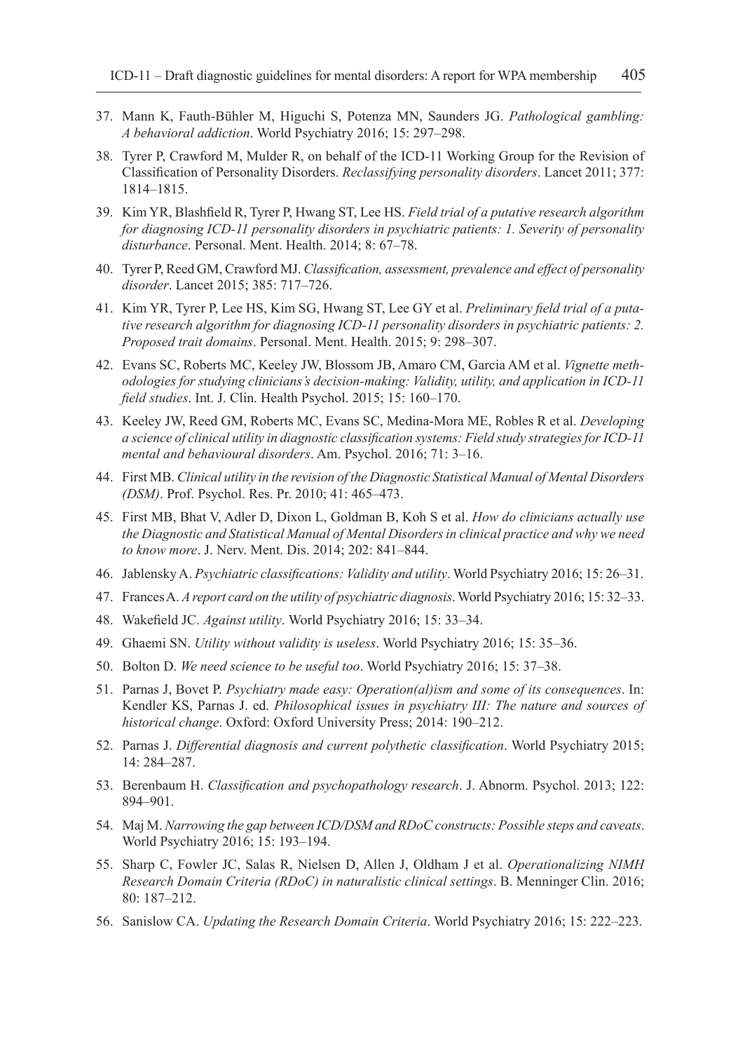37. Mann K, Fauth-Bühler M, Higuchi S, Potenza MN, Saunders JG. *Pathological gambling: A behavioral addiction*. World Psychiatry 2016; 15: 297–298.
38. Tyrer P, Crawford M, Mulder R, on behalf of the ICD-11 Working Group for the Revision of Classification of Personality Disorders. *Reclassifying personality disorders*. Lancet 2011; 377: 1814–1815.
39. Kim YR, Blashfield R, Tyrer P, Hwang ST, Lee HS. *Field trial of a putative research algorithm for diagnosing ICD-11 personality disorders in psychiatric patients: 1. Severity of personality disturbance*. Personal. Ment. Health. 2014; 8: 67–78.
40. Tyrer P, Reed GM, Crawford MJ. *Classification, assessment, prevalence and effect of personality disorder*. Lancet 2015; 385: 717–726.
41. Kim YR, Tyrer P, Lee HS, Kim SG, Hwang ST, Lee GY et al. *Preliminary field trial of a putative research algorithm for diagnosing ICD-11 personality disorders in psychiatric patients: 2. Proposed trait domains*. Personal. Ment. Health. 2015; 9: 298–307.
42. Evans SC, Roberts MC, Keeley JW, Blossom JB, Amaro CM, Garcia AM et al. *Vignette methodologies for studying clinicians's decision-making: Validity, utility, and application in ICD-11 field studies*. Int. J. Clin. Health Psychol. 2015; 15: 160–170.
43. Keeley JW, Reed GM, Roberts MC, Evans SC, Medina-Mora ME, Robles R et al. *Developing a science of clinical utility in diagnostic classification systems: Field study strategies for ICD-11 mental and behavioural disorders*. Am. Psychol. 2016; 71: 3–16.
44. First MB. *Clinical utility in the revision of the Diagnostic Statistical Manual of Mental Disorders (DSM)*. Prof. Psychol. Res. Pr. 2010; 41: 465–473.
45. First MB, Bhat V, Adler D, Dixon L, Goldman B, Koh S et al. *How do clinicians actually use the Diagnostic and Statistical Manual of Mental Disorders in clinical practice and why we need to know more*. J. Nerv. Ment. Dis. 2014; 202: 841–844.
46. Jablensky A. *Psychiatric classifications: Validity and utility*. World Psychiatry 2016; 15: 26–31.
47. Frances A. *A report card on the utility of psychiatric diagnosis*. World Psychiatry 2016; 15: 32–33.
48. Wakefield JC. *Against utility*. World Psychiatry 2016; 15: 33–34.
49. Ghaemi SN. *Utility without validity is useless*. World Psychiatry 2016; 15: 35–36.
50. Bolton D. *We need science to be useful too*. World Psychiatry 2016; 15: 37–38.
51. Parnas J, Bovet P. *Psychiatry made easy: Operation(al)ism and some of its consequences*. In: Kendler KS, Parnas J. ed. *Philosophical issues in psychiatry III: The nature and sources of historical change*. Oxford: Oxford University Press; 2014: 190–212.
52. Parnas J. *Differential diagnosis and current polythetic classification*. World Psychiatry 2015; 14: 284–287.
53. Berenbaum H. *Classification and psychopathology research*. J. Abnorm. Psychol. 2013; 122: 894–901.
54. Maj M. *Narrowing the gap between ICD/DSM and RDoC constructs: Possible steps and caveats*. World Psychiatry 2016; 15: 193–194.
55. Sharp C, Fowler JC, Salas R, Nielsen D, Allen J, Oldham J et al. *Operationalizing NIMH Research Domain Criteria (RDoC) in naturalistic clinical settings*. B. Menninger Clin. 2016; 80: 187–212.
56. Sanislow CA. *Updating the Research Domain Criteria*. World Psychiatry 2016; 15: 222–223.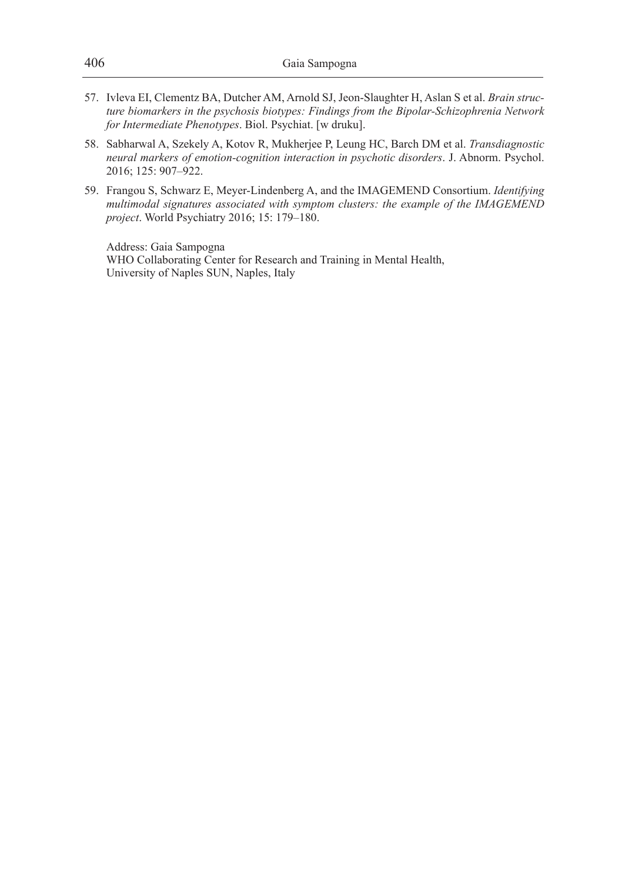57. Ivleva EI, Clementz BA, Dutcher AM, Arnold SJ, Jeon-Slaughter H, Aslan S et al. *Brain structure biomarkers in the psychosis biotypes: Findings from the Bipolar-Schizophrenia Network for Intermediate Phenotypes*. Biol. Psychiat. [w druku].
58. Sabharwal A, Szekely A, Kotov R, Mukherjee P, Leung HC, Barch DM et al. *Transdiagnostic neural markers of emotion-cognition interaction in psychotic disorders*. J. Abnorm. Psychol. 2016; 125: 907–922.
59. Frangou S, Schwarz E, Meyer-Lindenberg A, and the IMAGEMEND Consortium. *Identifying multimodal signatures associated with symptom clusters: the example of the IMAGEMEND project*. World Psychiatry 2016; 15: 179–180.

Address: Gaia Sampogna
WHO Collaborating Center for Research and Training in Mental Health,
University of Naples SUN, Naples, Italy